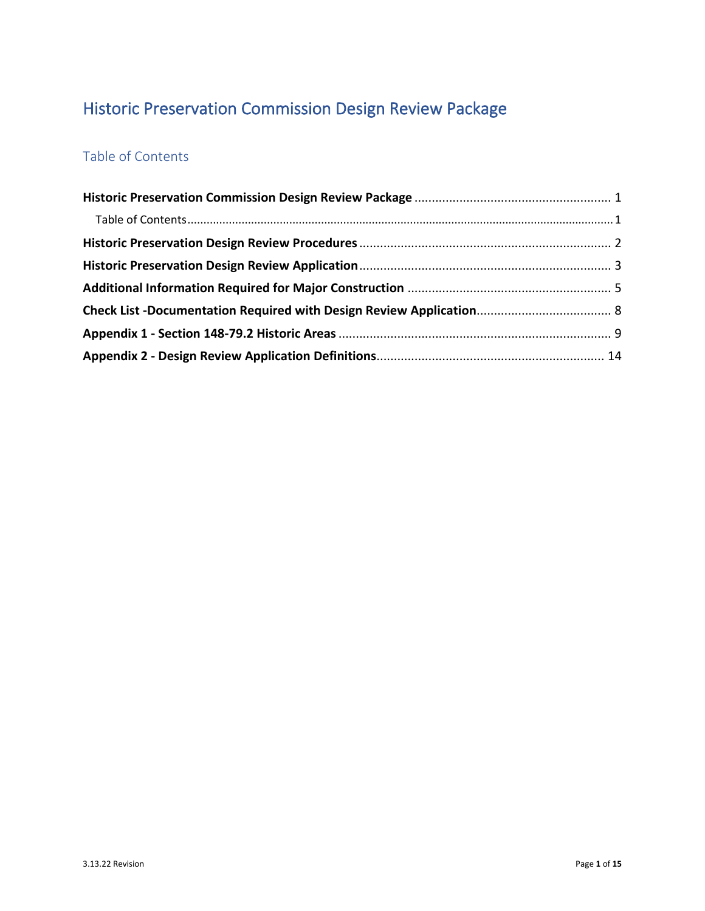# Historic Preservation Commission Design Review Package

## Table of Contents

**Historic Preservation Commission Design Review Package** .......... 1

Table of Contents .......... 1

**Historic Preservation Design Review Procedures** .......... 2

**Historic Preservation Design Review Application** .......... 3

**Additional Information Required for Major Construction** .......... 5

**Check List -Documentation Required with Design Review Application** .......... 8

**Appendix 1 - Section 148-79.2 Historic Areas** .......... 9

**Appendix 2 - Design Review Application Definitions** .......... 14

3.13.22 Revision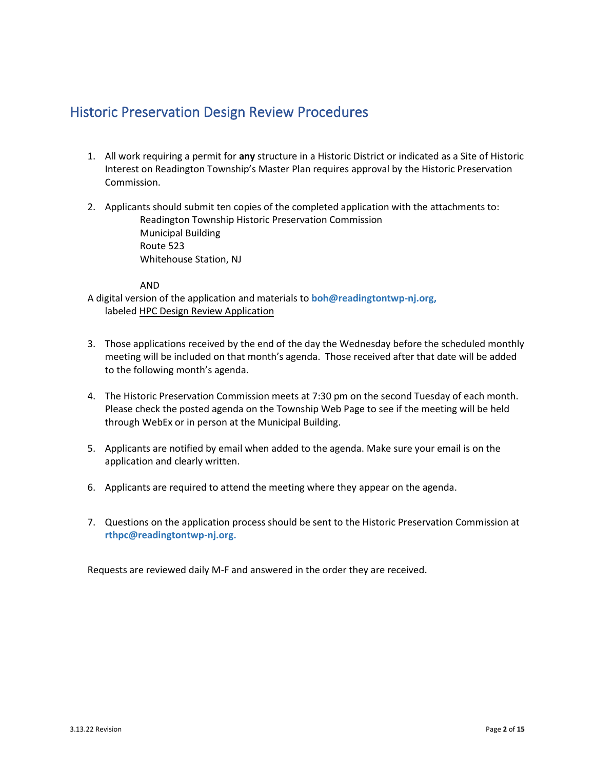## Historic Preservation Design Review Procedures

1. All work requiring a permit for **any** structure in a Historic District or indicated as a Site of Historic Interest on Readington Township's Master Plan requires approval by the Historic Preservation Commission.

2. Applicants should submit ten copies of the completed application with the attachments to:

   Readington Township Historic Preservation Commission
   Municipal Building
   Route 523
   Whitehouse Station, NJ

   AND

   A digital version of the application and materials to **boh@readingtontwp-nj.org,** labeled <u>HPC Design Review Application</u>

3. Those applications received by the end of the day the Wednesday before the scheduled monthly meeting will be included on that month's agenda. Those received after that date will be added to the following month's agenda.

4. The Historic Preservation Commission meets at 7:30 pm on the second Tuesday of each month. Please check the posted agenda on the Township Web Page to see if the meeting will be held through WebEx or in person at the Municipal Building.

5. Applicants are notified by email when added to the agenda. Make sure your email is on the application and clearly written.

6. Applicants are required to attend the meeting where they appear on the agenda.

7. Questions on the application process should be sent to the Historic Preservation Commission at **rthpc@readingtontwp-nj.org.**

Requests are reviewed daily M-F and answered in the order they are received.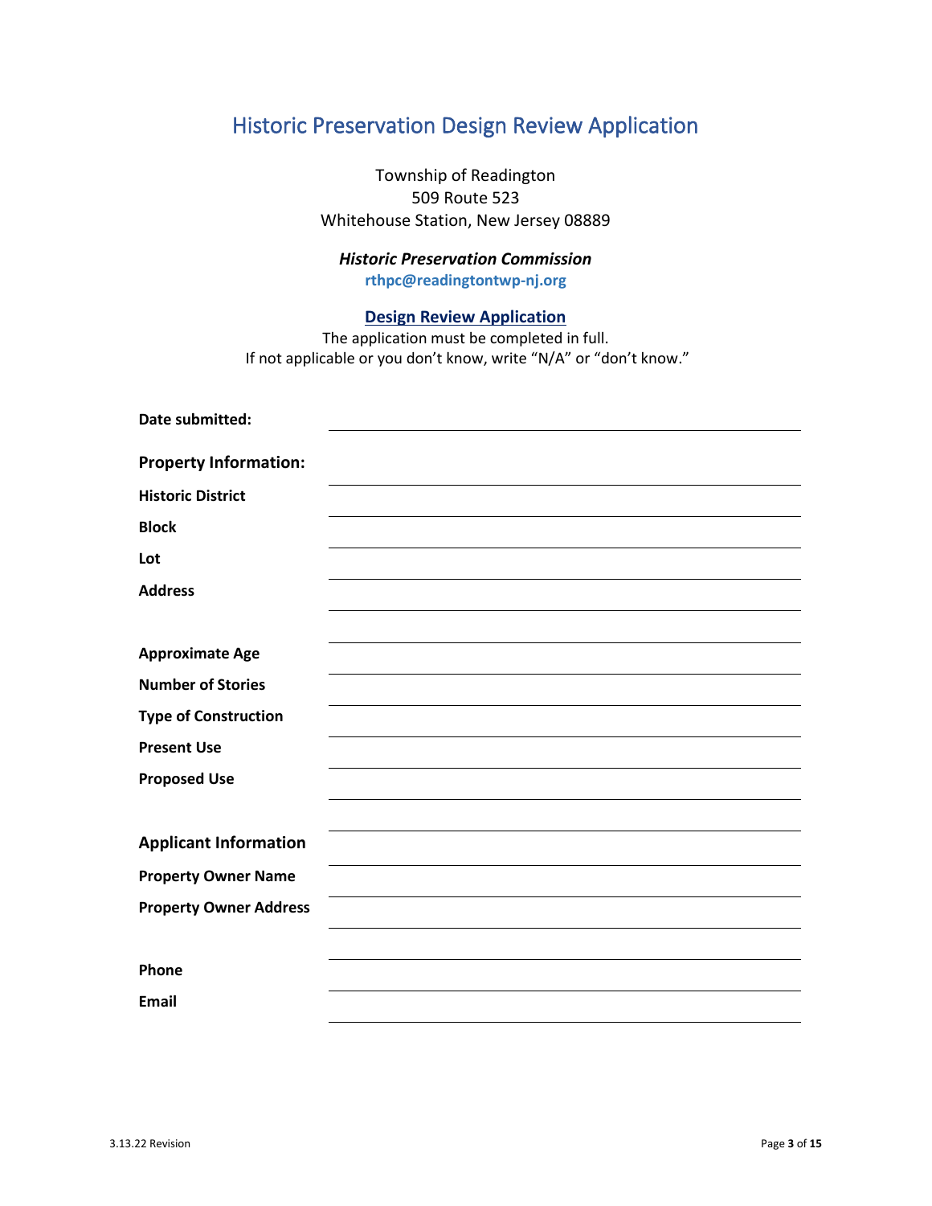# Historic Preservation Design Review Application

Township of Readington
509 Route 523
Whitehouse Station, New Jersey 08889

***Historic Preservation Commission***
**rthpc@readingtontwp-nj.org**

**Design Review Application**

The application must be completed in full.
If not applicable or you don't know, write "N/A" or "don't know."

**Date submitted:** ______________________________

**Property Information:**

**Historic District** ______________________________

**Block** ______________________________

**Lot** ______________________________

**Address** ______________________________

______________________________

**Approximate Age** ______________________________

**Number of Stories** ______________________________

**Type of Construction** ______________________________

**Present Use** ______________________________

**Proposed Use** ______________________________

______________________________

**Applicant Information**

**Property Owner Name** ______________________________

**Property Owner Address** ______________________________

______________________________

**Phone** ______________________________

**Email** ______________________________

3.13.22 Revision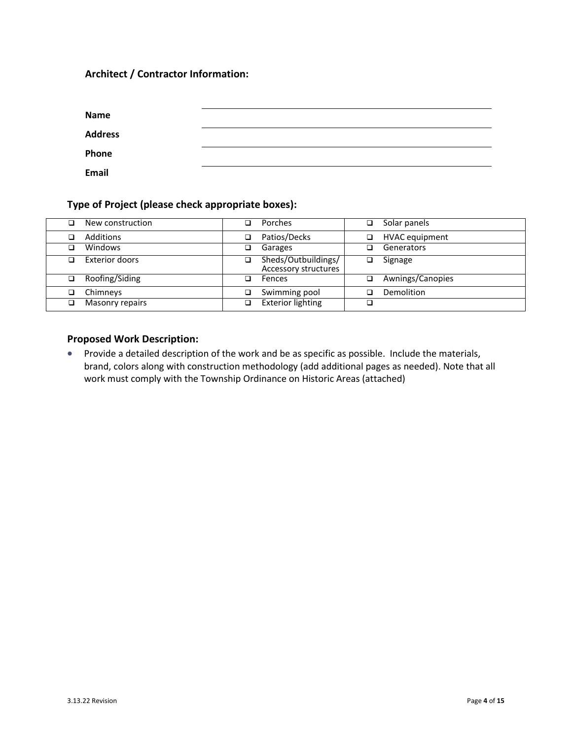### Architect / Contractor Information:

**Name** \_\_\_\_\_\_\_\_\_\_\_\_\_\_\_\_\_\_\_\_\_\_\_\_\_\_\_\_\_\_\_\_\_\_\_\_\_\_\_\_

**Address** \_\_\_\_\_\_\_\_\_\_\_\_\_\_\_\_\_\_\_\_\_\_\_\_\_\_\_\_\_\_\_\_\_\_\_\_\_\_\_\_

**Phone** \_\_\_\_\_\_\_\_\_\_\_\_\_\_\_\_\_\_\_\_\_\_\_\_\_\_\_\_\_\_\_\_\_\_\_\_\_\_\_\_

**Email** \_\_\_\_\_\_\_\_\_\_\_\_\_\_\_\_\_\_\_\_\_\_\_\_\_\_\_\_\_\_\_\_\_\_\_\_\_\_\_\_

### Type of Project (please check appropriate boxes):

| | | |
|---|---|---|
| ❑ New construction | ❑ Porches | ❑ Solar panels |
| ❑ Additions | ❑ Patios/Decks | ❑ HVAC equipment |
| ❑ Windows | ❑ Garages | ❑ Generators |
| ❑ Exterior doors | ❑ Sheds/Outbuildings/ Accessory structures | ❑ Signage |
| ❑ Roofing/Siding | ❑ Fences | ❑ Awnings/Canopies |
| ❑ Chimneys | ❑ Swimming pool | ❑ Demolition |
| ❑ Masonry repairs | ❑ Exterior lighting | ❑ |

### Proposed Work Description:

- Provide a detailed description of the work and be as specific as possible. Include the materials, brand, colors along with construction methodology (add additional pages as needed). Note that all work must comply with the Township Ordinance on Historic Areas (attached)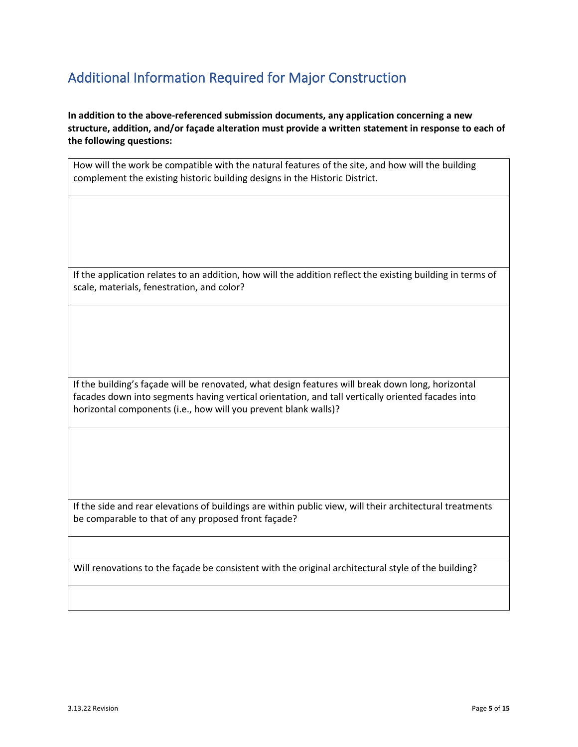## Additional Information Required for Major Construction

**In addition to the above-referenced submission documents, any application concerning a new structure, addition, and/or façade alteration must provide a written statement in response to each of the following questions:**

| How will the work be compatible with the natural features of the site, and how will the building complement the existing historic building designs in the Historic District. |
|---|
| |
| If the application relates to an addition, how will the addition reflect the existing building in terms of scale, materials, fenestration, and color? |
| |
| If the building's façade will be renovated, what design features will break down long, horizontal facades down into segments having vertical orientation, and tall vertically oriented facades into horizontal components (i.e., how will you prevent blank walls)? |
| |
| If the side and rear elevations of buildings are within public view, will their architectural treatments be comparable to that of any proposed front façade? |
| |
| Will renovations to the façade be consistent with the original architectural style of the building? |
| |

3.13.22 Revision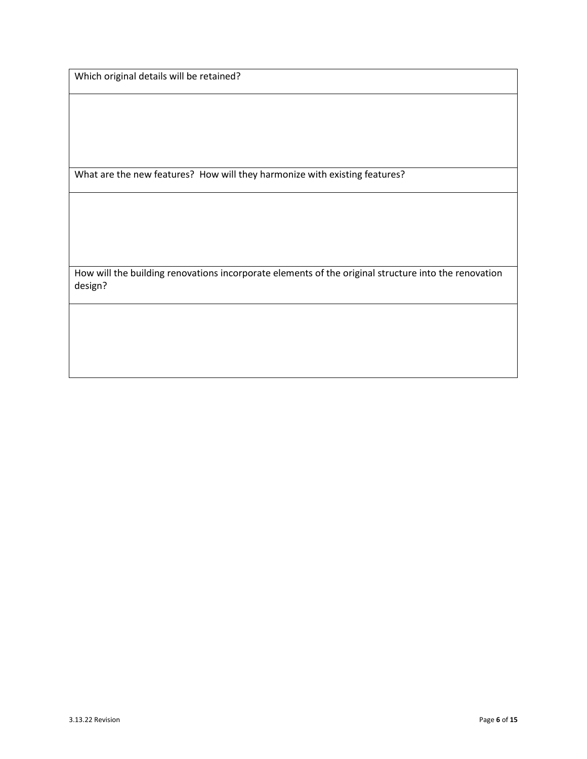| Which original details will be retained? |
| --- |
| |
| What are the new features? How will they harmonize with existing features? |
| |
| How will the building renovations incorporate elements of the original structure into the renovation design? |
| |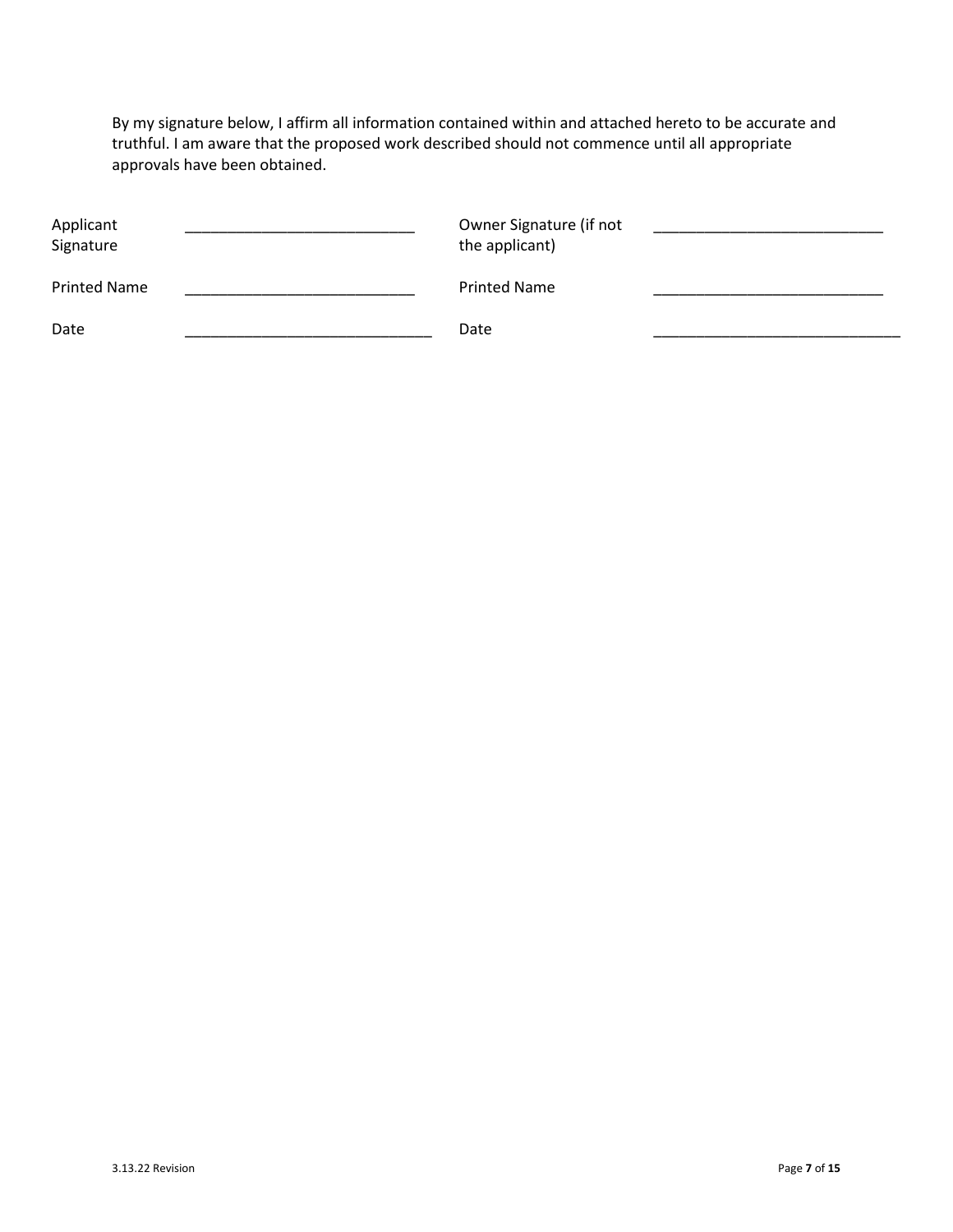By my signature below, I affirm all information contained within and attached hereto to be accurate and truthful. I am aware that the proposed work described should not commence until all appropriate approvals have been obtained.

| | | | |
|---|---|---|---|
| Applicant Signature | ___________________________ | Owner Signature (if not the applicant) | ___________________________ |
| Printed Name | ___________________________ | Printed Name | ___________________________ |
| Date | _____________________________ | Date | _____________________________ |

3.13.22 Revision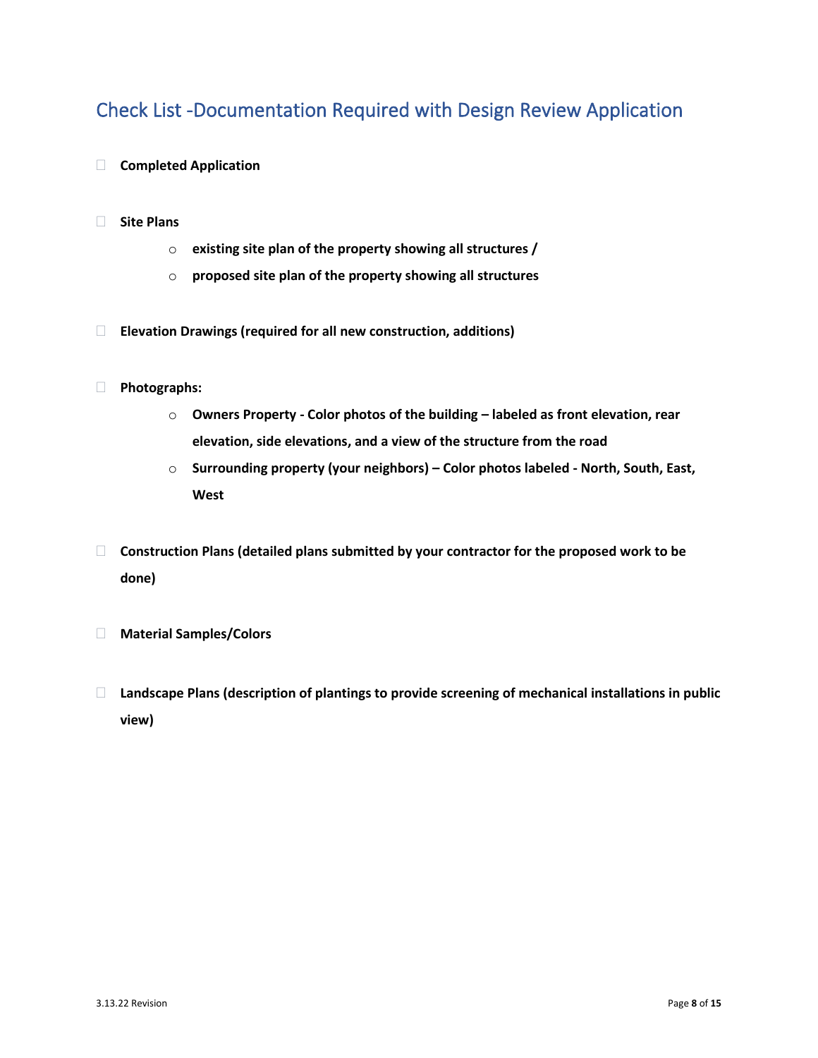## Check List -Documentation Required with Design Review Application

- [ ] **Completed Application**

- [ ] **Site Plans**
    - **existing site plan of the property showing all structures /**
    - **proposed site plan of the property showing all structures**

- [ ] **Elevation Drawings (required for all new construction, additions)**

- [ ] **Photographs:**
    - **Owners Property - Color photos of the building – labeled as front elevation, rear elevation, side elevations, and a view of the structure from the road**
    - **Surrounding property (your neighbors) – Color photos labeled - North, South, East, West**

- [ ] **Construction Plans (detailed plans submitted by your contractor for the proposed work to be done)**

- [ ] **Material Samples/Colors**

- [ ] **Landscape Plans (description of plantings to provide screening of mechanical installations in public view)**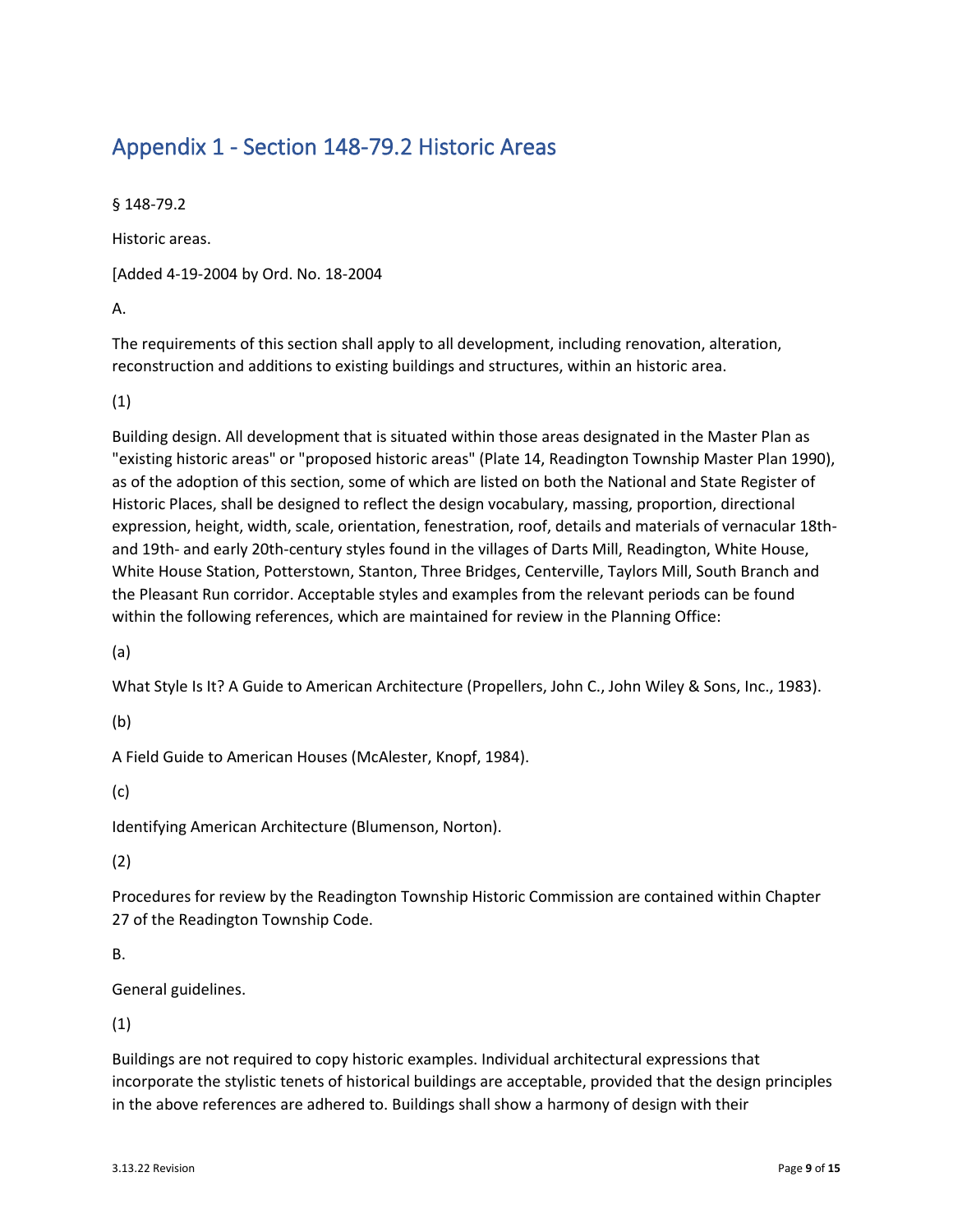# Appendix 1 - Section 148-79.2 Historic Areas

§ 148-79.2

Historic areas.

[Added 4-19-2004 by Ord. No. 18-2004

A.

The requirements of this section shall apply to all development, including renovation, alteration, reconstruction and additions to existing buildings and structures, within an historic area.

(1)

Building design. All development that is situated within those areas designated in the Master Plan as "existing historic areas" or "proposed historic areas" (Plate 14, Readington Township Master Plan 1990), as of the adoption of this section, some of which are listed on both the National and State Register of Historic Places, shall be designed to reflect the design vocabulary, massing, proportion, directional expression, height, width, scale, orientation, fenestration, roof, details and materials of vernacular 18th- and 19th- and early 20th-century styles found in the villages of Darts Mill, Readington, White House, White House Station, Potterstown, Stanton, Three Bridges, Centerville, Taylors Mill, South Branch and the Pleasant Run corridor. Acceptable styles and examples from the relevant periods can be found within the following references, which are maintained for review in the Planning Office:

(a)

What Style Is It? A Guide to American Architecture (Propellers, John C., John Wiley & Sons, Inc., 1983).

(b)

A Field Guide to American Houses (McAlester, Knopf, 1984).

(c)

Identifying American Architecture (Blumenson, Norton).

(2)

Procedures for review by the Readington Township Historic Commission are contained within Chapter 27 of the Readington Township Code.

B.

General guidelines.

(1)

Buildings are not required to copy historic examples. Individual architectural expressions that incorporate the stylistic tenets of historical buildings are acceptable, provided that the design principles in the above references are adhered to. Buildings shall show a harmony of design with their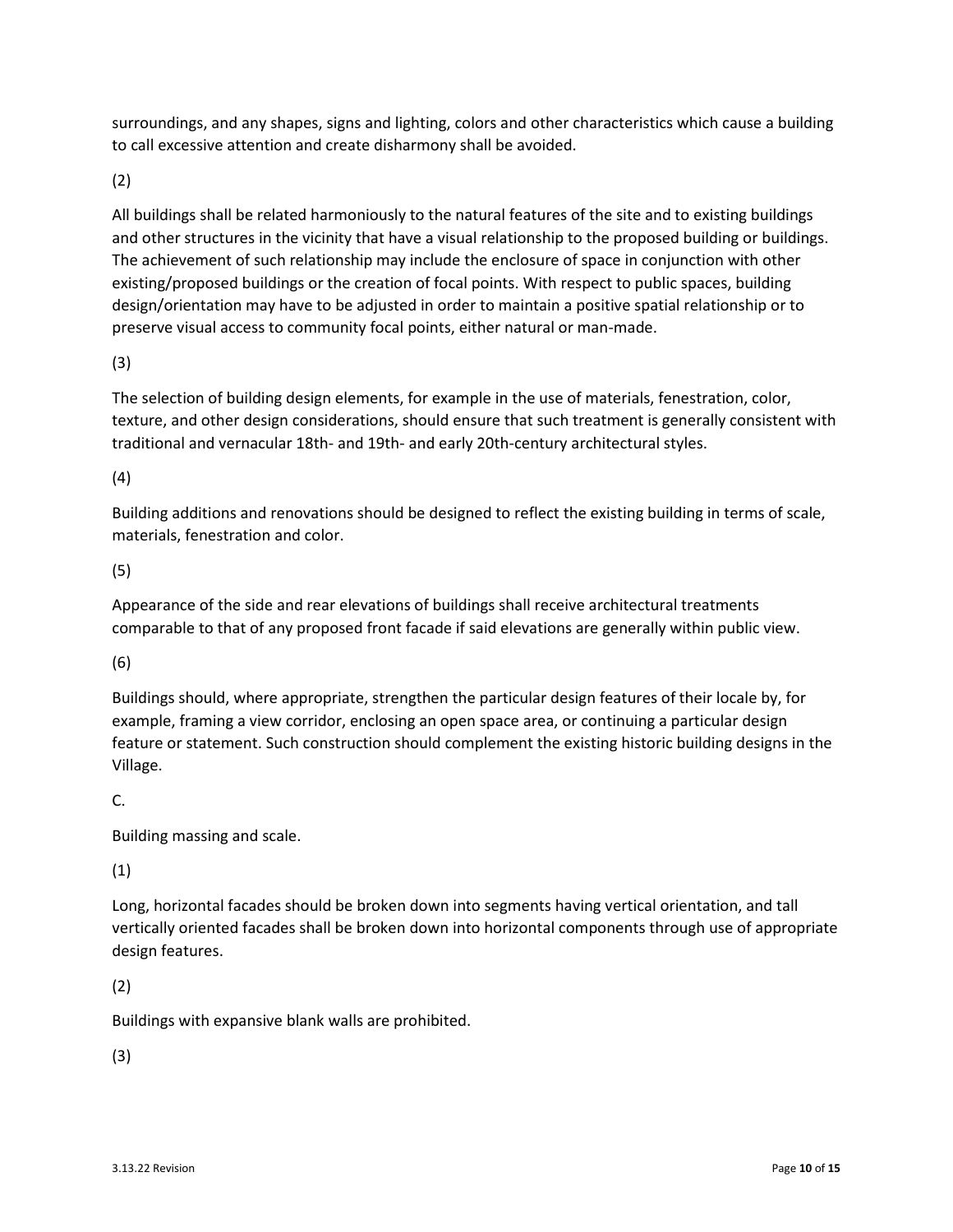surroundings, and any shapes, signs and lighting, colors and other characteristics which cause a building to call excessive attention and create disharmony shall be avoided.

(2)

All buildings shall be related harmoniously to the natural features of the site and to existing buildings and other structures in the vicinity that have a visual relationship to the proposed building or buildings. The achievement of such relationship may include the enclosure of space in conjunction with other existing/proposed buildings or the creation of focal points. With respect to public spaces, building design/orientation may have to be adjusted in order to maintain a positive spatial relationship or to preserve visual access to community focal points, either natural or man-made.

(3)

The selection of building design elements, for example in the use of materials, fenestration, color, texture, and other design considerations, should ensure that such treatment is generally consistent with traditional and vernacular 18th- and 19th- and early 20th-century architectural styles.

(4)

Building additions and renovations should be designed to reflect the existing building in terms of scale, materials, fenestration and color.

(5)

Appearance of the side and rear elevations of buildings shall receive architectural treatments comparable to that of any proposed front facade if said elevations are generally within public view.

(6)

Buildings should, where appropriate, strengthen the particular design features of their locale by, for example, framing a view corridor, enclosing an open space area, or continuing a particular design feature or statement. Such construction should complement the existing historic building designs in the Village.

C.

Building massing and scale.

(1)

Long, horizontal facades should be broken down into segments having vertical orientation, and tall vertically oriented facades shall be broken down into horizontal components through use of appropriate design features.

(2)

Buildings with expansive blank walls are prohibited.

(3)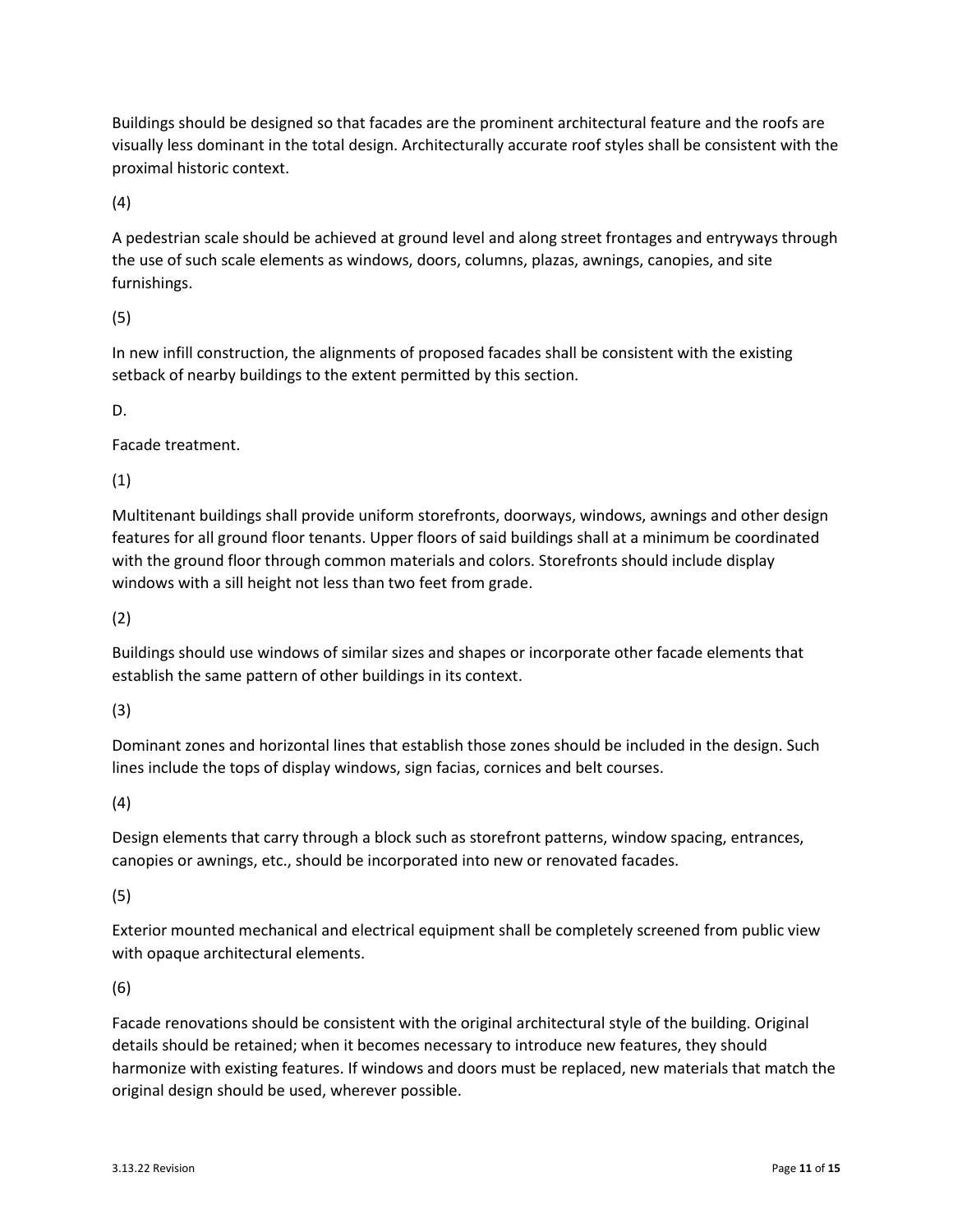Buildings should be designed so that facades are the prominent architectural feature and the roofs are visually less dominant in the total design. Architecturally accurate roof styles shall be consistent with the proximal historic context.

(4)

A pedestrian scale should be achieved at ground level and along street frontages and entryways through the use of such scale elements as windows, doors, columns, plazas, awnings, canopies, and site furnishings.

(5)

In new infill construction, the alignments of proposed facades shall be consistent with the existing setback of nearby buildings to the extent permitted by this section.

D.

Facade treatment.

(1)

Multitenant buildings shall provide uniform storefronts, doorways, windows, awnings and other design features for all ground floor tenants. Upper floors of said buildings shall at a minimum be coordinated with the ground floor through common materials and colors. Storefronts should include display windows with a sill height not less than two feet from grade.

(2)

Buildings should use windows of similar sizes and shapes or incorporate other facade elements that establish the same pattern of other buildings in its context.

(3)

Dominant zones and horizontal lines that establish those zones should be included in the design. Such lines include the tops of display windows, sign facias, cornices and belt courses.

(4)

Design elements that carry through a block such as storefront patterns, window spacing, entrances, canopies or awnings, etc., should be incorporated into new or renovated facades.

(5)

Exterior mounted mechanical and electrical equipment shall be completely screened from public view with opaque architectural elements.

(6)

Facade renovations should be consistent with the original architectural style of the building. Original details should be retained; when it becomes necessary to introduce new features, they should harmonize with existing features. If windows and doors must be replaced, new materials that match the original design should be used, wherever possible.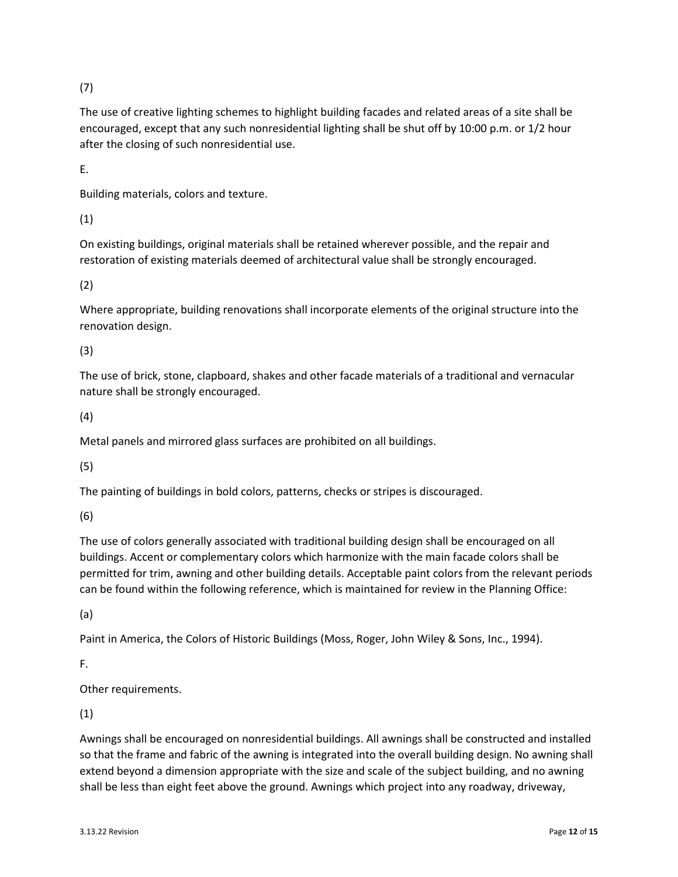(7)

The use of creative lighting schemes to highlight building facades and related areas of a site shall be encouraged, except that any such nonresidential lighting shall be shut off by 10:00 p.m. or 1/2 hour after the closing of such nonresidential use.

E.

Building materials, colors and texture.

(1)

On existing buildings, original materials shall be retained wherever possible, and the repair and restoration of existing materials deemed of architectural value shall be strongly encouraged.

(2)

Where appropriate, building renovations shall incorporate elements of the original structure into the renovation design.

(3)

The use of brick, stone, clapboard, shakes and other facade materials of a traditional and vernacular nature shall be strongly encouraged.

(4)

Metal panels and mirrored glass surfaces are prohibited on all buildings.

(5)

The painting of buildings in bold colors, patterns, checks or stripes is discouraged.

(6)

The use of colors generally associated with traditional building design shall be encouraged on all buildings. Accent or complementary colors which harmonize with the main facade colors shall be permitted for trim, awning and other building details. Acceptable paint colors from the relevant periods can be found within the following reference, which is maintained for review in the Planning Office:

(a)

Paint in America, the Colors of Historic Buildings (Moss, Roger, John Wiley & Sons, Inc., 1994).

F.

Other requirements.

(1)

Awnings shall be encouraged on nonresidential buildings. All awnings shall be constructed and installed so that the frame and fabric of the awning is integrated into the overall building design. No awning shall extend beyond a dimension appropriate with the size and scale of the subject building, and no awning shall be less than eight feet above the ground. Awnings which project into any roadway, driveway,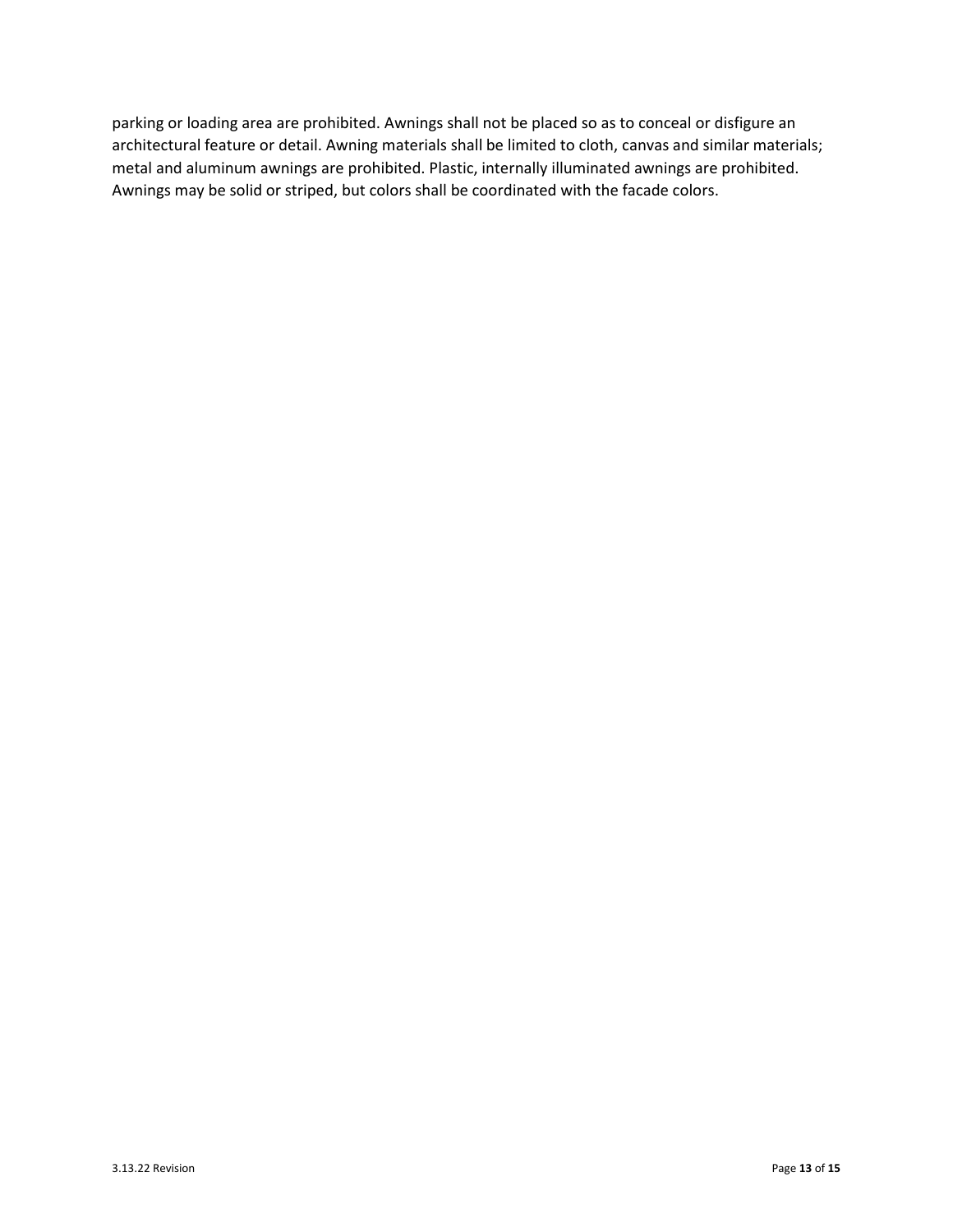parking or loading area are prohibited. Awnings shall not be placed so as to conceal or disfigure an architectural feature or detail. Awning materials shall be limited to cloth, canvas and similar materials; metal and aluminum awnings are prohibited. Plastic, internally illuminated awnings are prohibited. Awnings may be solid or striped, but colors shall be coordinated with the facade colors.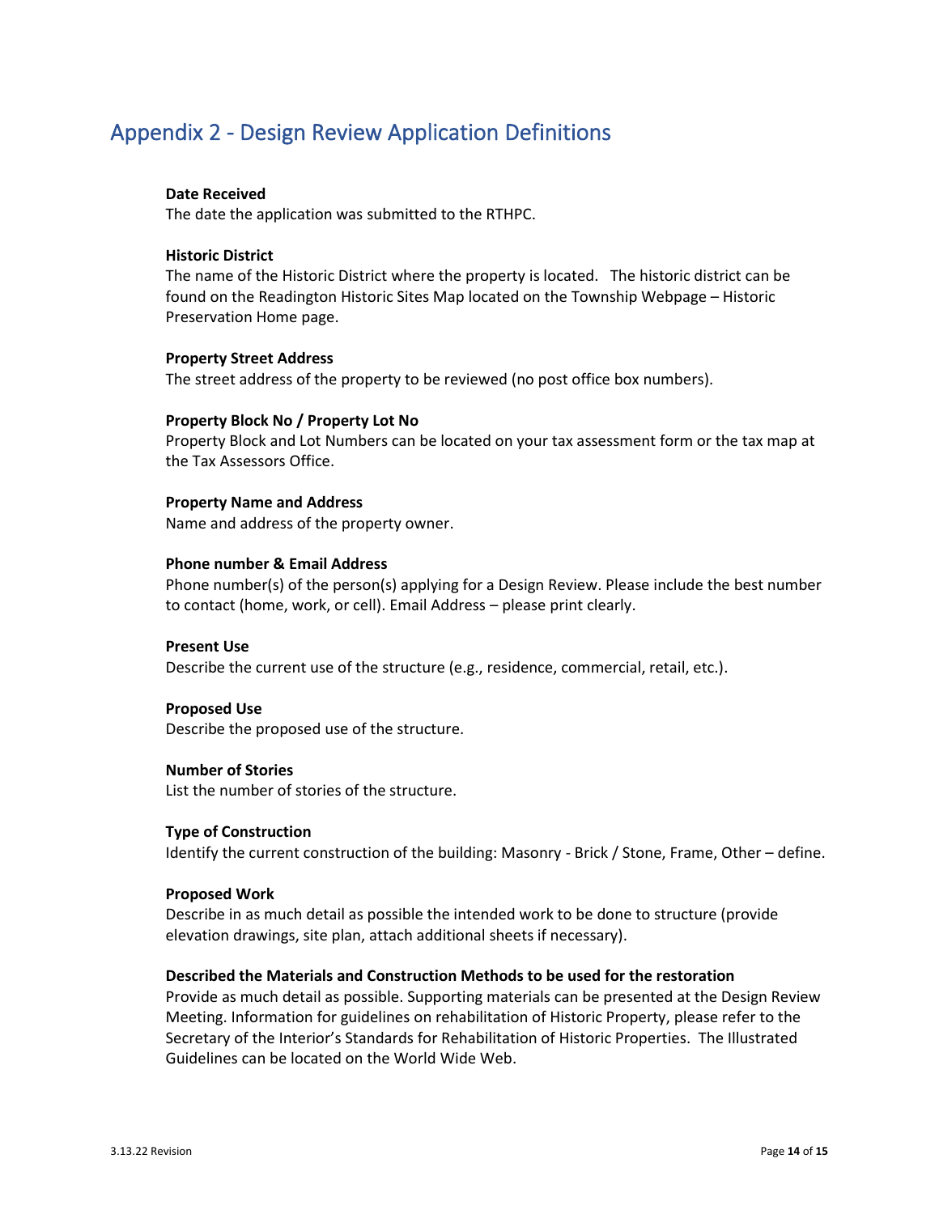# Appendix 2 - Design Review Application Definitions

**Date Received**
The date the application was submitted to the RTHPC.

**Historic District**
The name of the Historic District where the property is located. The historic district can be found on the Readington Historic Sites Map located on the Township Webpage – Historic Preservation Home page.

**Property Street Address**
The street address of the property to be reviewed (no post office box numbers).

**Property Block No / Property Lot No**
Property Block and Lot Numbers can be located on your tax assessment form or the tax map at the Tax Assessors Office.

**Property Name and Address**
Name and address of the property owner.

**Phone number & Email Address**
Phone number(s) of the person(s) applying for a Design Review. Please include the best number to contact (home, work, or cell). Email Address – please print clearly.

**Present Use**
Describe the current use of the structure (e.g., residence, commercial, retail, etc.).

**Proposed Use**
Describe the proposed use of the structure.

**Number of Stories**
List the number of stories of the structure.

**Type of Construction**
Identify the current construction of the building: Masonry - Brick / Stone, Frame, Other – define.

**Proposed Work**
Describe in as much detail as possible the intended work to be done to structure (provide elevation drawings, site plan, attach additional sheets if necessary).

**Described the Materials and Construction Methods to be used for the restoration**
Provide as much detail as possible. Supporting materials can be presented at the Design Review Meeting. Information for guidelines on rehabilitation of Historic Property, please refer to the Secretary of the Interior's Standards for Rehabilitation of Historic Properties. The Illustrated Guidelines can be located on the World Wide Web.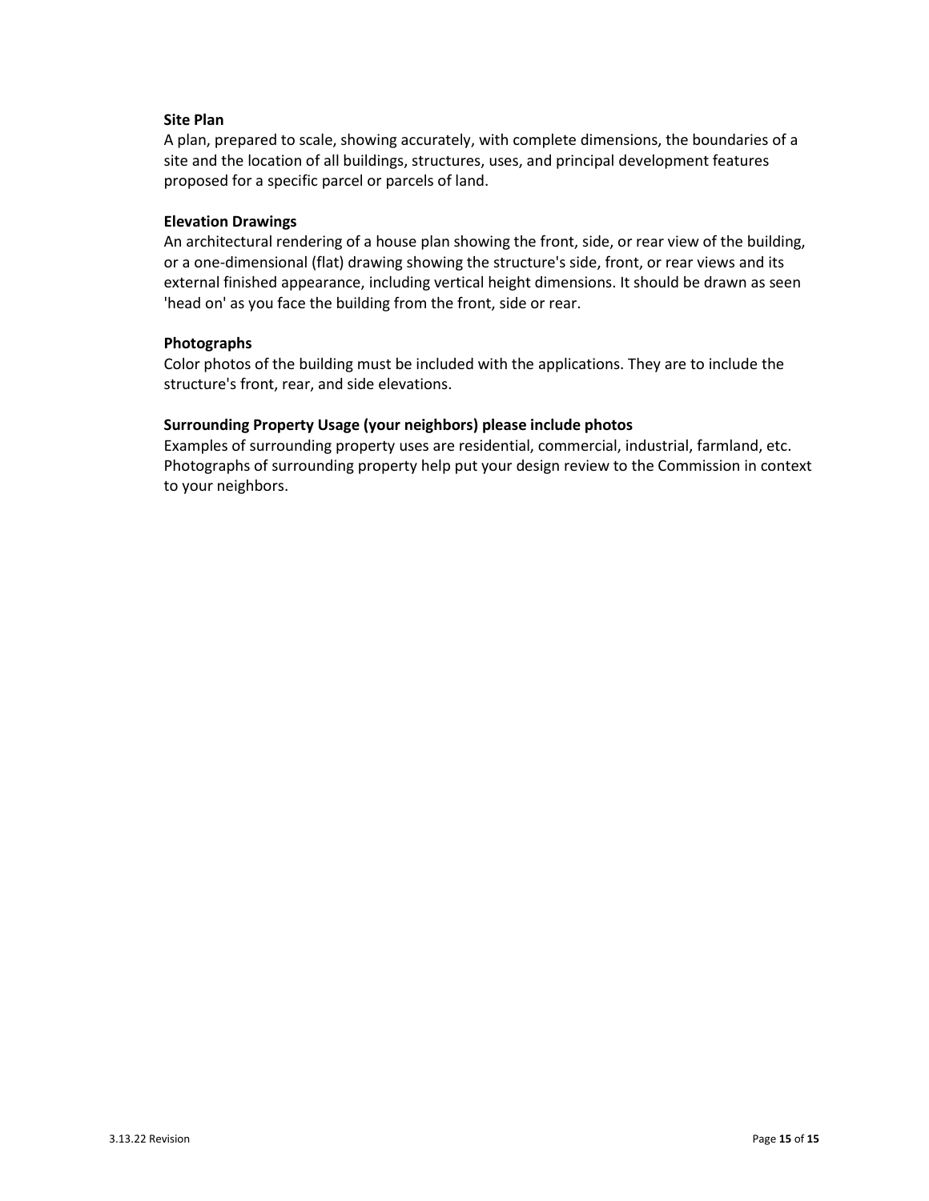**Site Plan**
A plan, prepared to scale, showing accurately, with complete dimensions, the boundaries of a site and the location of all buildings, structures, uses, and principal development features proposed for a specific parcel or parcels of land.

**Elevation Drawings**
An architectural rendering of a house plan showing the front, side, or rear view of the building, or a one-dimensional (flat) drawing showing the structure's side, front, or rear views and its external finished appearance, including vertical height dimensions. It should be drawn as seen 'head on' as you face the building from the front, side or rear.

**Photographs**
Color photos of the building must be included with the applications. They are to include the structure's front, rear, and side elevations.

**Surrounding Property Usage (your neighbors) please include photos**
Examples of surrounding property uses are residential, commercial, industrial, farmland, etc. Photographs of surrounding property help put your design review to the Commission in context to your neighbors.